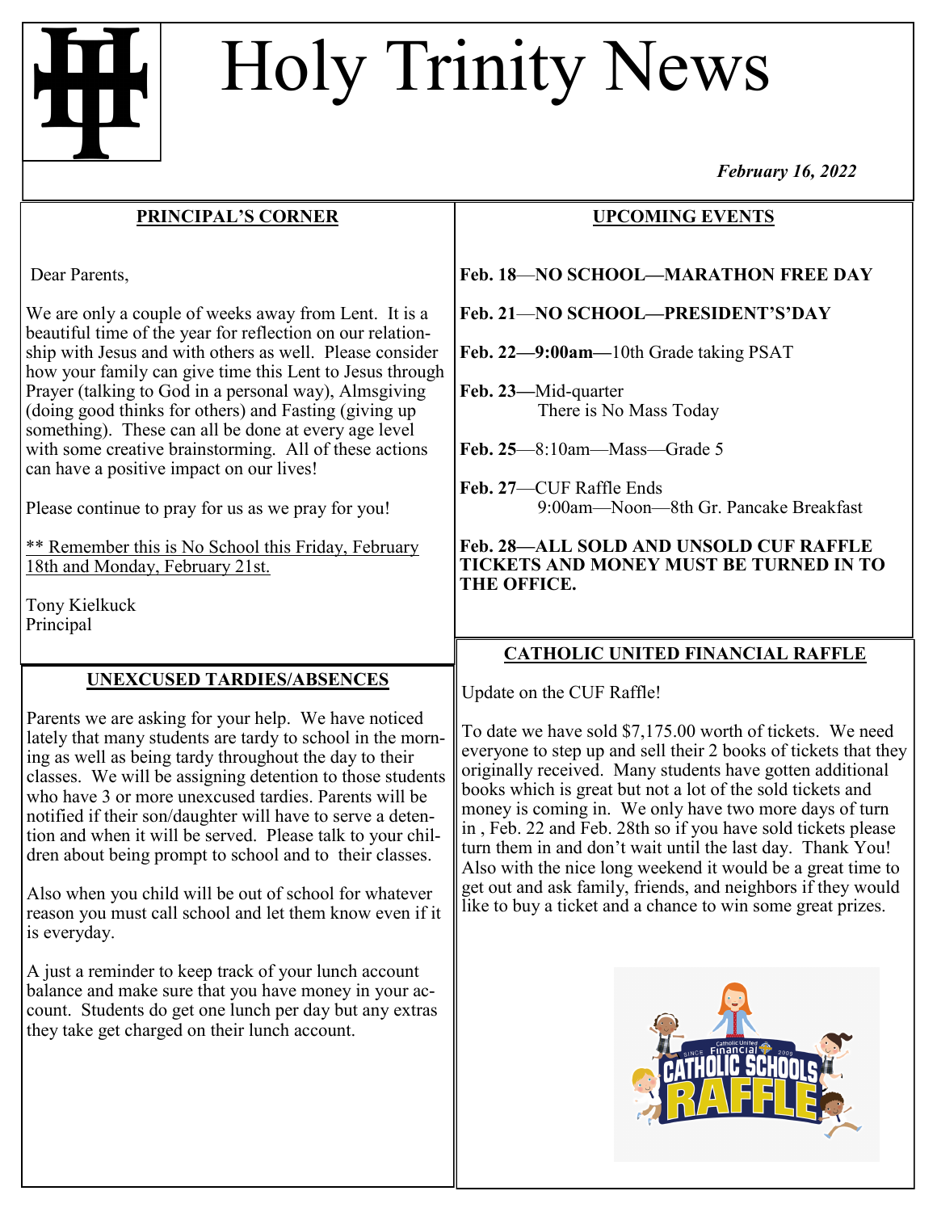# Holy Trinity News

*February 16, 2022*

## PRINCIPAL'S CORNER

Dear Parents,

We are only a couple of weeks away from Lent. It is a beautiful time of the year for reflection on our relationship with Jesus and with others as well. Please consider how your family can give time this Lent to Jesus through Prayer (talking to God in a personal way), Almsgiving (doing good thinks for others) and Fasting (giving up something). These can all be done at every age level with some creative brainstorming. All of these actions can have a positive impact on our lives!

Please continue to pray for us as we pray for you!

** Remember this is No School this Friday, February 18th and Monday, February 21st.

Tony Kielkuck
Principal

## UNEXCUSED TARDIES/ABSENCES

Parents we are asking for your help. We have noticed lately that many students are tardy to school in the morning as well as being tardy throughout the day to their classes. We will be assigning detention to those students who have 3 or more unexcused tardies. Parents will be notified if their son/daughter will have to serve a detention and when it will be served. Please talk to your children about being prompt to school and to their classes.

Also when you child will be out of school for whatever reason you must call school and let them know even if it is everyday.

A just a reminder to keep track of your lunch account balance and make sure that you have money in your account. Students do get one lunch per day but any extras they take get charged on their lunch account.

## UPCOMING EVENTS

**Feb. 18**—**NO SCHOOL—MARATHON FREE DAY**

**Feb. 21**—**NO SCHOOL—PRESIDENT'S'DAY**

**Feb. 22—9:00am—**10th Grade taking PSAT

**Feb. 23—**Mid-quarter
There is No Mass Today

**Feb. 25**—8:10am—Mass—Grade 5

**Feb. 27**—CUF Raffle Ends
9:00am—Noon—8th Gr. Pancake Breakfast

**Feb. 28—ALL SOLD AND UNSOLD CUF RAFFLE TICKETS AND MONEY MUST BE TURNED IN TO THE OFFICE.**

## CATHOLIC UNITED FINANCIAL RAFFLE

Update on the CUF Raffle!

To date we have sold $7,175.00 worth of tickets. We need everyone to step up and sell their 2 books of tickets that they originally received. Many students have gotten additional books which is great but not a lot of the sold tickets and money is coming in. We only have two more days of turn in , Feb. 22 and Feb. 28th so if you have sold tickets please turn them in and don't wait until the last day. Thank You! Also with the nice long weekend it would be a great time to get out and ask family, friends, and neighbors if they would like to buy a ticket and a chance to win some great prizes.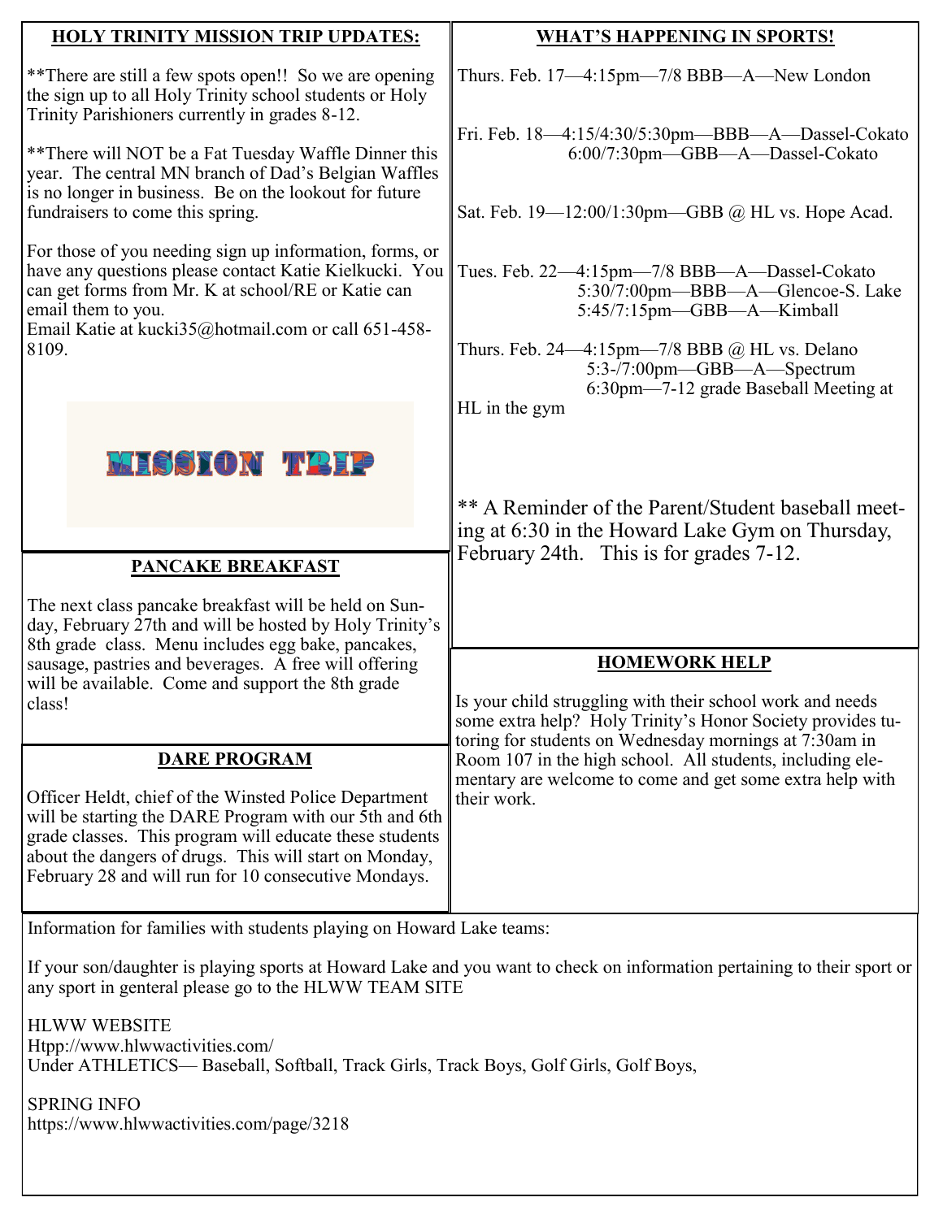## HOLY TRINITY MISSION TRIP UPDATES:

**There are still a few spots open!! So we are opening the sign up to all Holy Trinity school students or Holy Trinity Parishioners currently in grades 8-12.

**There will NOT be a Fat Tuesday Waffle Dinner this year. The central MN branch of Dad's Belgian Waffles is no longer in business. Be on the lookout for future fundraisers to come this spring.

For those of you needing sign up information, forms, or have any questions please contact Katie Kielkucki. You can get forms from Mr. K at school/RE or Katie can email them to you.
Email Katie at kucki35@hotmail.com or call 651-458-8109.

MISSION TRIP

## PANCAKE BREAKFAST

The next class pancake breakfast will be held on Sunday, February 27th and will be hosted by Holy Trinity's 8th grade class. Menu includes egg bake, pancakes, sausage, pastries and beverages. A free will offering will be available. Come and support the 8th grade class!

## DARE PROGRAM

Officer Heldt, chief of the Winsted Police Department will be starting the DARE Program with our 5th and 6th grade classes. This program will educate these students about the dangers of drugs. This will start on Monday, February 28 and will run for 10 consecutive Mondays.

## WHAT'S HAPPENING IN SPORTS!

Thurs. Feb. 17—4:15pm—7/8 BBB—A—New London

Fri. Feb. 18—4:15/4:30/5:30pm—BBB—A—Dassel-Cokato
6:00/7:30pm—GBB—A—Dassel-Cokato

Sat. Feb. 19—12:00/1:30pm—GBB @ HL vs. Hope Acad.

Tues. Feb. 22—4:15pm—7/8 BBB—A—Dassel-Cokato
5:30/7:00pm—BBB—A—Glencoe-S. Lake
5:45/7:15pm—GBB—A—Kimball

Thurs. Feb. 24—4:15pm—7/8 BBB @ HL vs. Delano
5:3-/7:00pm—GBB—A—Spectrum
6:30pm—7-12 grade Baseball Meeting at HL in the gym

** A Reminder of the Parent/Student baseball meeting at 6:30 in the Howard Lake Gym on Thursday, February 24th. This is for grades 7-12.

## HOMEWORK HELP

Is your child struggling with their school work and needs some extra help? Holy Trinity's Honor Society provides tutoring for students on Wednesday mornings at 7:30am in Room 107 in the high school. All students, including elementary are welcome to come and get some extra help with their work.

Information for families with students playing on Howard Lake teams:

If your son/daughter is playing sports at Howard Lake and you want to check on information pertaining to their sport or any sport in genteral please go to the HLWW TEAM SITE

HLWW WEBSITE
Htpp://www.hlwwactivities.com/
Under ATHLETICS— Baseball, Softball, Track Girls, Track Boys, Golf Girls, Golf Boys,

SPRING INFO
https://www.hlwwactivities.com/page/3218